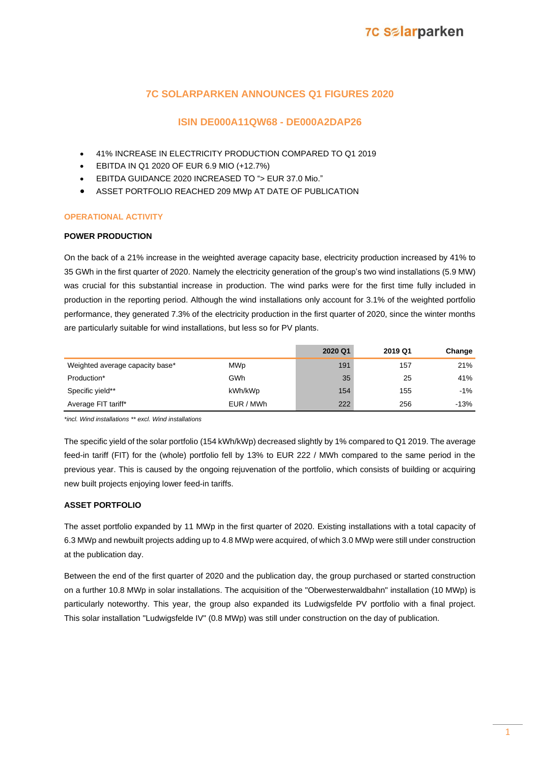# 7C SOLARPARKEN ANNOUNCES Q1 FIGURES 2020

## ISIN DE000A11QW68 - DE000A2DAP26

- 41% INCREASE IN ELECTRICITY PRODUCTION COMPARED TO Q1 2019
- EBITDA IN Q1 2020 OF EUR 6.9 MIO (+12.7%)
- EBITDA GUIDANCE 2020 INCREASED TO "> EUR 37.0 Mio."
- ASSET PORTFOLIO REACHED 209 MWp AT DATE OF PUBLICATION

## OPERATIONAL ACTIVITY

### POWER PRODUCTION

On the back of a 21% increase in the weighted average capacity base, electricity production increased by 41% to 35 GWh in the first quarter of 2020. Namely the electricity generation of the group's two wind installations (5.9 MW) was crucial for this substantial increase in production. The wind parks were for the first time fully included in production in the reporting period. Although the wind installations only account for 3.1% of the weighted portfolio performance, they generated 7.3% of the electricity production in the first quarter of 2020, since the winter months are particularly suitable for wind installations, but less so for PV plants.

| | | 2020 Q1 | 2019 Q1 | Change |
|---|---|---|---|---|
| Weighted average capacity base* | MWp | 191 | 157 | 21% |
| Production* | GWh | 35 | 25 | 41% |
| Specific yield** | kWh/kWp | 154 | 155 | -1% |
| Average FIT tariff* | EUR / MWh | 222 | 256 | -13% |

*\*incl. Wind installations \*\* excl. Wind installations*

The specific yield of the solar portfolio (154 kWh/kWp) decreased slightly by 1% compared to Q1 2019. The average feed-in tariff (FIT) for the (whole) portfolio fell by 13% to EUR 222 / MWh compared to the same period in the previous year. This is caused by the ongoing rejuvenation of the portfolio, which consists of building or acquiring new built projects enjoying lower feed-in tariffs.

### ASSET PORTFOLIO

The asset portfolio expanded by 11 MWp in the first quarter of 2020. Existing installations with a total capacity of 6.3 MWp and newbuilt projects adding up to 4.8 MWp were acquired, of which 3.0 MWp were still under construction at the publication day.

Between the end of the first quarter of 2020 and the publication day, the group purchased or started construction on a further 10.8 MWp in solar installations. The acquisition of the "Oberwesterwaldbahn" installation (10 MWp) is particularly noteworthy. This year, the group also expanded its Ludwigsfelde PV portfolio with a final project. This solar installation "Ludwigsfelde IV" (0.8 MWp) was still under construction on the day of publication.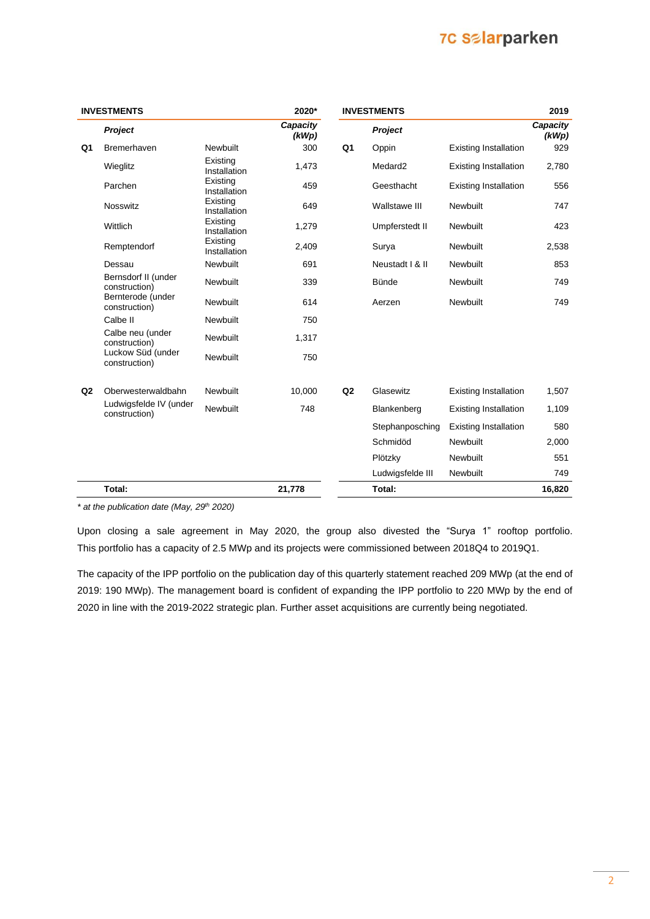| INVESTMENTS | | | 2020* |
|---|---|---|---|
| | ***Project*** | | ***Capacity (kWp)*** |
| **Q1** | Bremerhaven | Newbuilt | 300 |
| | Wieglitz | Existing Installation | 1,473 |
| | Parchen | Existing Installation | 459 |
| | Nosswitz | Existing Installation | 649 |
| | Wittlich | Existing Installation | 1,279 |
| | Remptendorf | Existing Installation | 2,409 |
| | Dessau | Newbuilt | 691 |
| | Bernsdorf II (under construction) | Newbuilt | 339 |
| | Bernterode (under construction) | Newbuilt | 614 |
| | Calbe II | Newbuilt | 750 |
| | Calbe neu (under construction) | Newbuilt | 1,317 |
| | Luckow Süd (under construction) | Newbuilt | 750 |
| **Q2** | Oberwesterwaldbahn | Newbuilt | 10,000 |
| | Ludwigsfelde IV (under construction) | Newbuilt | 748 |
| | **Total:** | | **21,778** |

| INVESTMENTS | | | 2019 |
|---|---|---|---|
| | ***Project*** | | ***Capacity (kWp)*** |
| **Q1** | Oppin | Existing Installation | 929 |
| | Medard2 | Existing Installation | 2,780 |
| | Geesthacht | Existing Installation | 556 |
| | Wallstawe III | Newbuilt | 747 |
| | Umpferstedt II | Newbuilt | 423 |
| | Surya | Newbuilt | 2,538 |
| | Neustadt I & II | Newbuilt | 853 |
| | Bünde | Newbuilt | 749 |
| | Aerzen | Newbuilt | 749 |
| **Q2** | Glasewitz | Existing Installation | 1,507 |
| | Blankenberg | Existing Installation | 1,109 |
| | Stephanposching | Existing Installation | 580 |
| | Schmidöd | Newbuilt | 2,000 |
| | Plötzky | Newbuilt | 551 |
| | Ludwigsfelde III | Newbuilt | 749 |
| | **Total:** | | **16,820** |

*\* at the publication date (May, 29th 2020)*

Upon closing a sale agreement in May 2020, the group also divested the "Surya 1" rooftop portfolio. This portfolio has a capacity of 2.5 MWp and its projects were commissioned between 2018Q4 to 2019Q1.

The capacity of the IPP portfolio on the publication day of this quarterly statement reached 209 MWp (at the end of 2019: 190 MWp). The management board is confident of expanding the IPP portfolio to 220 MWp by the end of 2020 in line with the 2019-2022 strategic plan. Further asset acquisitions are currently being negotiated.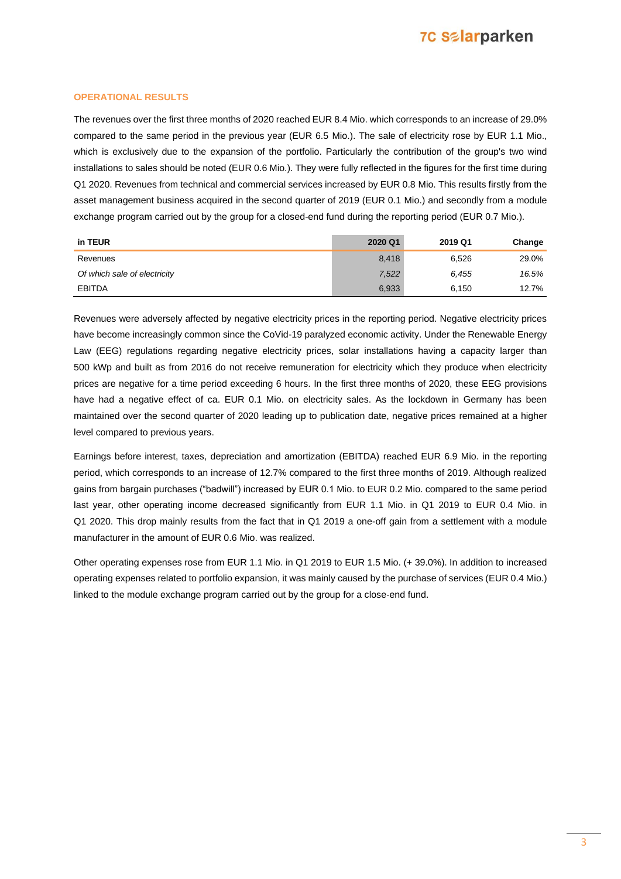## OPERATIONAL RESULTS

The revenues over the first three months of 2020 reached EUR 8.4 Mio. which corresponds to an increase of 29.0% compared to the same period in the previous year (EUR 6.5 Mio.). The sale of electricity rose by EUR 1.1 Mio., which is exclusively due to the expansion of the portfolio. Particularly the contribution of the group's two wind installations to sales should be noted (EUR 0.6 Mio.). They were fully reflected in the figures for the first time during Q1 2020. Revenues from technical and commercial services increased by EUR 0.8 Mio. This results firstly from the asset management business acquired in the second quarter of 2019 (EUR 0.1 Mio.) and secondly from a module exchange program carried out by the group for a closed-end fund during the reporting period (EUR 0.7 Mio.).

| in TEUR | 2020 Q1 | 2019 Q1 | Change |
|---|---|---|---|
| Revenues | 8,418 | 6,526 | 29.0% |
| *Of which sale of electricity* | *7,522* | *6,455* | *16.5%* |
| EBITDA | 6,933 | 6,150 | 12.7% |

Revenues were adversely affected by negative electricity prices in the reporting period. Negative electricity prices have become increasingly common since the CoVid-19 paralyzed economic activity. Under the Renewable Energy Law (EEG) regulations regarding negative electricity prices, solar installations having a capacity larger than 500 kWp and built as from 2016 do not receive remuneration for electricity which they produce when electricity prices are negative for a time period exceeding 6 hours. In the first three months of 2020, these EEG provisions have had a negative effect of ca. EUR 0.1 Mio. on electricity sales. As the lockdown in Germany has been maintained over the second quarter of 2020 leading up to publication date, negative prices remained at a higher level compared to previous years.

Earnings before interest, taxes, depreciation and amortization (EBITDA) reached EUR 6.9 Mio. in the reporting period, which corresponds to an increase of 12.7% compared to the first three months of 2019. Although realized gains from bargain purchases ("badwill") increased by EUR 0.1 Mio. to EUR 0.2 Mio. compared to the same period last year, other operating income decreased significantly from EUR 1.1 Mio. in Q1 2019 to EUR 0.4 Mio. in Q1 2020. This drop mainly results from the fact that in Q1 2019 a one-off gain from a settlement with a module manufacturer in the amount of EUR 0.6 Mio. was realized.

Other operating expenses rose from EUR 1.1 Mio. in Q1 2019 to EUR 1.5 Mio. (+ 39.0%). In addition to increased operating expenses related to portfolio expansion, it was mainly caused by the purchase of services (EUR 0.4 Mio.) linked to the module exchange program carried out by the group for a close-end fund.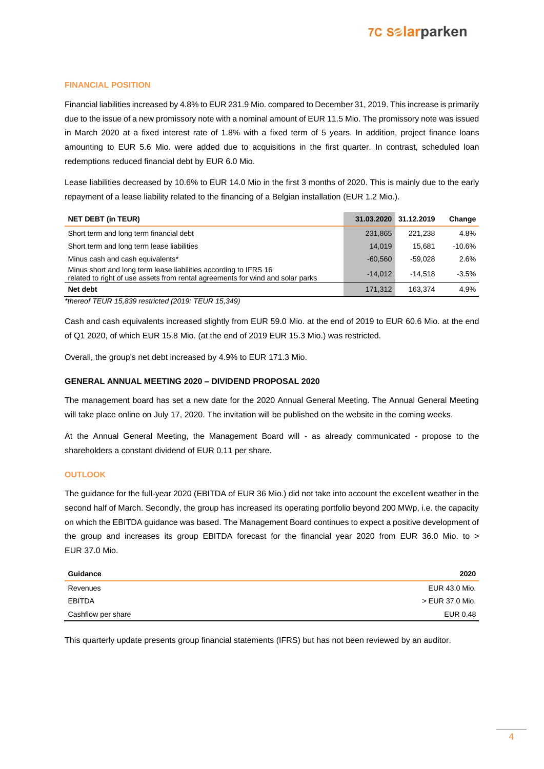## FINANCIAL POSITION

Financial liabilities increased by 4.8% to EUR 231.9 Mio. compared to December 31, 2019. This increase is primarily due to the issue of a new promissory note with a nominal amount of EUR 11.5 Mio. The promissory note was issued in March 2020 at a fixed interest rate of 1.8% with a fixed term of 5 years. In addition, project finance loans amounting to EUR 5.6 Mio. were added due to acquisitions in the first quarter. In contrast, scheduled loan redemptions reduced financial debt by EUR 6.0 Mio.

Lease liabilities decreased by 10.6% to EUR 14.0 Mio in the first 3 months of 2020. This is mainly due to the early repayment of a lease liability related to the financing of a Belgian installation (EUR 1.2 Mio.).

| NET DEBT (in TEUR) | 31.03.2020 | 31.12.2019 | Change |
|---|---|---|---|
| Short term and long term financial debt | 231,865 | 221,238 | 4.8% |
| Short term and long term lease liabilities | 14,019 | 15,681 | -10.6% |
| Minus cash and cash equivalents* | -60,560 | -59,028 | 2.6% |
| Minus short and long term lease liabilities according to IFRS 16 related to right of use assets from rental agreements for wind and solar parks | -14,012 | -14,518 | -3.5% |
| **Net debt** | 171,312 | 163,374 | 4.9% |

*\*thereof TEUR 15,839 restricted (2019: TEUR 15,349)*

Cash and cash equivalents increased slightly from EUR 59.0 Mio. at the end of 2019 to EUR 60.6 Mio. at the end of Q1 2020, of which EUR 15.8 Mio. (at the end of 2019 EUR 15.3 Mio.) was restricted.

Overall, the group's net debt increased by 4.9% to EUR 171.3 Mio.

### GENERAL ANNUAL MEETING 2020 – DIVIDEND PROPOSAL 2020

The management board has set a new date for the 2020 Annual General Meeting. The Annual General Meeting will take place online on July 17, 2020. The invitation will be published on the website in the coming weeks.

At the Annual General Meeting, the Management Board will - as already communicated - propose to the shareholders a constant dividend of EUR 0.11 per share.

## OUTLOOK

The guidance for the full-year 2020 (EBITDA of EUR 36 Mio.) did not take into account the excellent weather in the second half of March. Secondly, the group has increased its operating portfolio beyond 200 MWp, i.e. the capacity on which the EBITDA guidance was based. The Management Board continues to expect a positive development of the group and increases its group EBITDA forecast for the financial year 2020 from EUR 36.0 Mio. to > EUR 37.0 Mio.

| Guidance | 2020 |
|---|---|
| Revenues | EUR 43.0 Mio. |
| EBITDA | > EUR 37.0 Mio. |
| Cashflow per share | EUR 0.48 |

This quarterly update presents group financial statements (IFRS) but has not been reviewed by an auditor.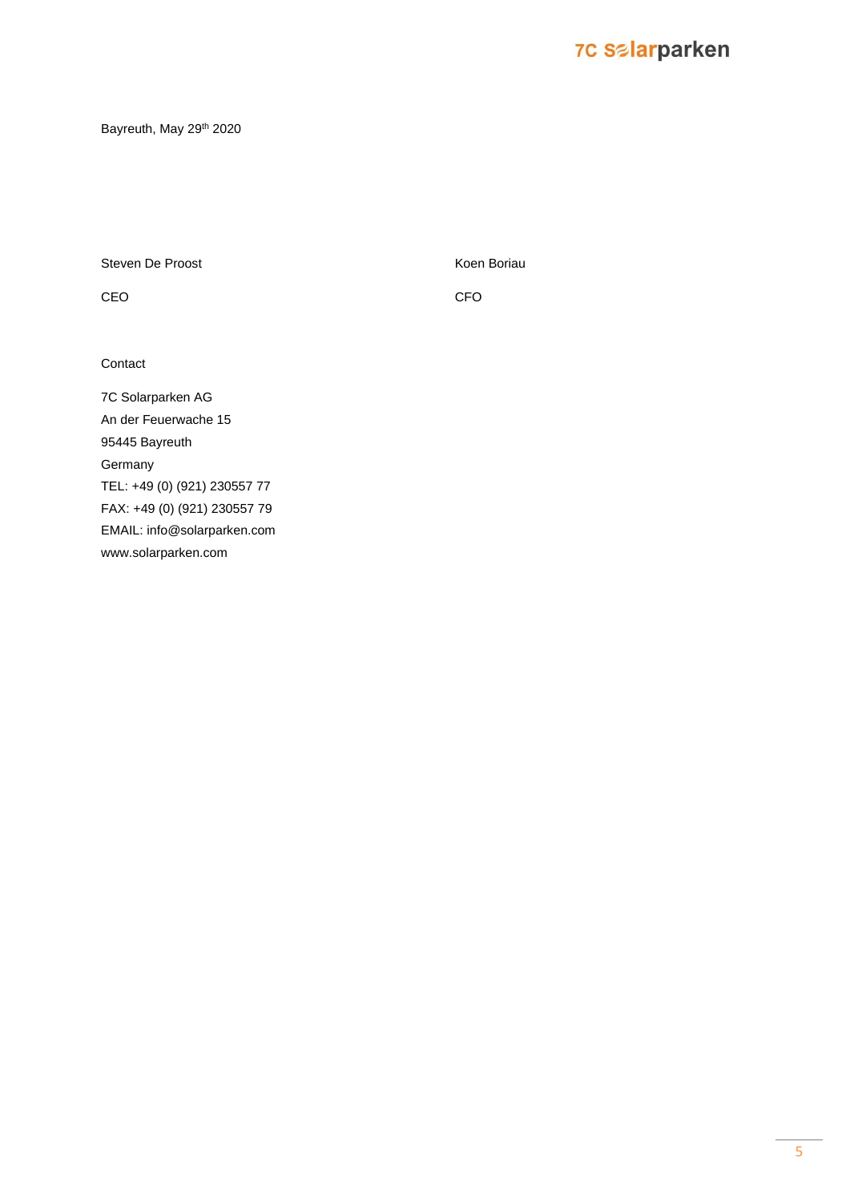Bayreuth, May 29th 2020

Steven De Proost

CEO

Koen Boriau

CFO

Contact

7C Solarparken AG  
An der Feuerwache 15  
95445 Bayreuth  
Germany  
TEL: +49 (0) (921) 230557 77  
FAX: +49 (0) (921) 230557 79  
EMAIL: info@solarparken.com  
www.solarparken.com